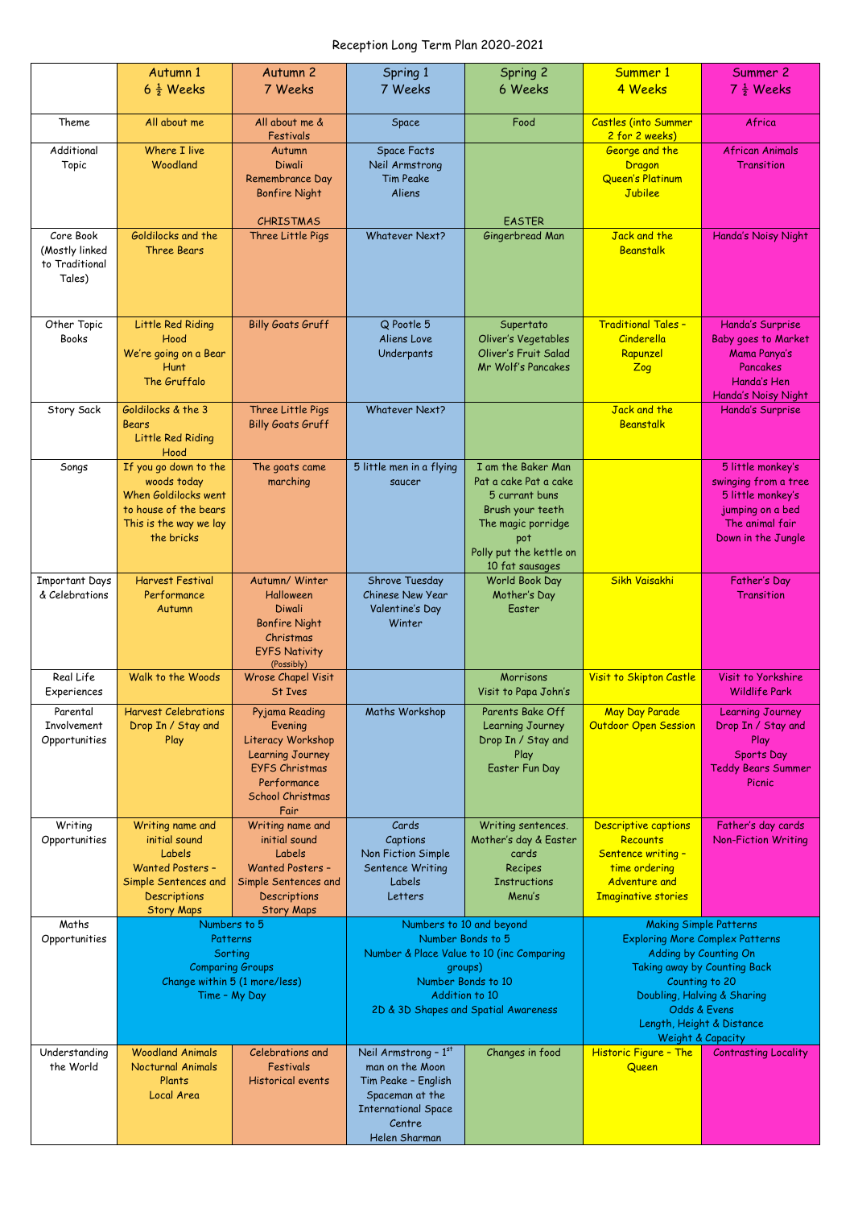# Reception Long Term Plan 2020-2021

| | Autumn 1<br>6 ½ Weeks | Autumn 2<br>7 Weeks | Spring 1<br>7 Weeks | Spring 2<br>6 Weeks | Summer 1<br>4 Weeks | Summer 2<br>7 ½ Weeks |
|---|---|---|---|---|---|---|
| Theme | All about me | All about me & Festivals | Space | Food | Castles (into Summer 2 for 2 weeks) | Africa |
| Additional Topic | Where I live<br>Woodland | Autumn<br>Diwali<br>Remembrance Day<br>Bonfire Night<br><br>CHRISTMAS | Space Facts<br>Neil Armstrong<br>Tim Peake<br>Aliens | <br><br><br><br><br>EASTER | George and the Dragon<br>Queen's Platinum Jubilee | African Animals<br>Transition |
| Core Book (Mostly linked to Traditional Tales) | Goldilocks and the Three Bears | Three Little Pigs | Whatever Next? | Gingerbread Man | Jack and the Beanstalk | Handa's Noisy Night |
| Other Topic Books | Little Red Riding Hood<br>We're going on a Bear Hunt<br>The Gruffalo | Billy Goats Gruff | Q Pootle 5<br>Aliens Love Underpants | Supertato<br>Oliver's Vegetables<br>Oliver's Fruit Salad<br>Mr Wolf's Pancakes | Traditional Tales – Cinderella<br>Rapunzel<br>Zog | Handa's Surprise<br>Baby goes to Market<br>Mama Panya's Pancakes<br>Handa's Hen<br>Handa's Noisy Night |
| Story Sack | Goldilocks & the 3 Bears<br>Little Red Riding Hood | Three Little Pigs<br>Billy Goats Gruff | Whatever Next? | | Jack and the Beanstalk | Handa's Surprise |
| Songs | If you go down to the woods today<br>When Goldilocks went to house of the bears<br>This is the way we lay the bricks | The goats came marching | 5 little men in a flying saucer | I am the Baker Man<br>Pat a cake Pat a cake<br>5 currant buns<br>Brush your teeth<br>The magic porridge pot<br>Polly put the kettle on<br>10 fat sausages | | 5 little monkey's swinging from a tree<br>5 little monkey's jumping on a bed<br>The animal fair<br>Down in the Jungle |
| Important Days & Celebrations | Harvest Festival Performance<br>Autumn | Autumn/ Winter<br>Halloween<br>Diwali<br>Bonfire Night<br>Christmas<br>EYFS Nativity (Possibly) | Shrove Tuesday<br>Chinese New Year<br>Valentine's Day<br>Winter | World Book Day<br>Mother's Day<br>Easter | Sikh Vaisakhi | Father's Day<br>Transition |
| Real Life Experiences | Walk to the Woods | Wrose Chapel Visit<br>St Ives | | Morrisons<br>Visit to Papa John's | Visit to Skipton Castle | Visit to Yorkshire Wildlife Park |
| Parental Involvement Opportunities | Harvest Celebrations<br>Drop In / Stay and Play | Pyjama Reading Evening<br>Literacy Workshop<br>Learning Journey<br>EYFS Christmas Performance<br>School Christmas Fair | Maths Workshop | Parents Bake Off<br>Learning Journey<br>Drop In / Stay and Play<br>Easter Fun Day | May Day Parade<br>Outdoor Open Session | Learning Journey<br>Drop In / Stay and Play<br>Sports Day<br>Teddy Bears Summer Picnic |
| Writing Opportunities | Writing name and initial sound<br>Labels<br>Wanted Posters – Simple Sentences and Descriptions<br>Story Maps | Writing name and initial sound<br>Labels<br>Wanted Posters – Simple Sentences and Descriptions<br>Story Maps | Cards<br>Captions<br>Non Fiction Simple Sentence Writing<br>Labels<br>Letters | Writing sentences.<br>Mother's day & Easter cards<br>Recipes<br>Instructions<br>Menu's | Descriptive captions<br>Recounts<br>Sentence writing – time ordering<br>Adventure and Imaginative stories | Father's day cards<br>Non-Fiction Writing |
| Maths Opportunities | Numbers to 5<br>Patterns<br>Sorting<br>Comparing Groups<br>Change within 5 (1 more/less)<br>Time – My Day | | Numbers to 10 and beyond<br>Number Bonds to 5<br>Number & Place Value to 10 (inc Comparing groups)<br>Number Bonds to 10<br>Addition to 10<br>2D & 3D Shapes and Spatial Awareness | | Making Simple Patterns<br>Exploring More Complex Patterns<br>Adding by Counting On<br>Taking away by Counting Back<br>Counting to 20<br>Doubling, Halving & Sharing<br>Odds & Evens<br>Length, Height & Distance<br>Weight & Capacity | |
| Understanding the World | Woodland Animals<br>Nocturnal Animals<br>Plants<br>Local Area | Celebrations and Festivals<br>Historical events | Neil Armstrong – 1st man on the Moon<br>Tim Peake – English Spaceman at the International Space Centre<br>Helen Sharman | Changes in food | Historic Figure – The Queen | Contrasting Locality |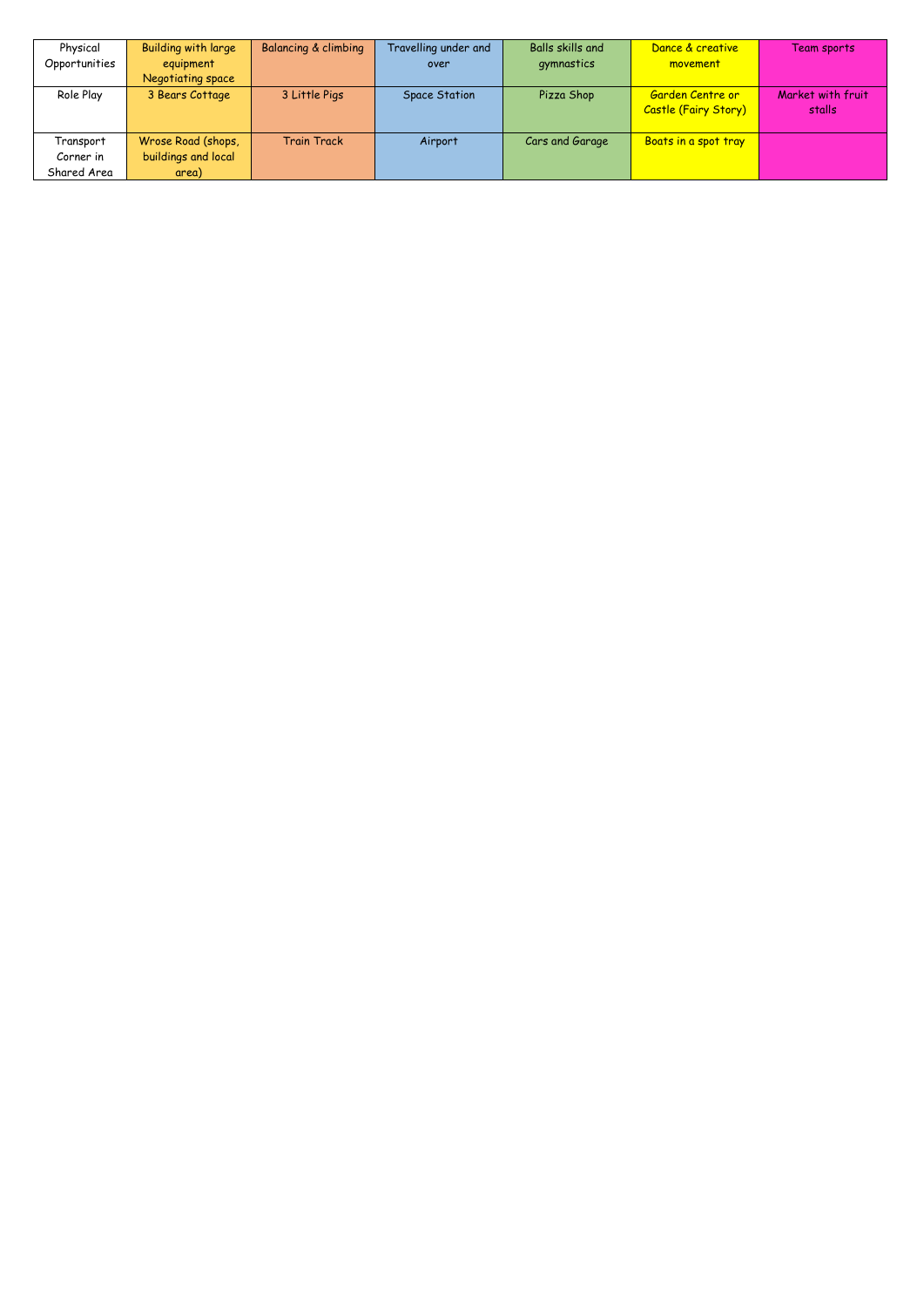| | | | | | | |
|---|---|---|---|---|---|---|
| Physical Opportunities | Building with large equipment Negotiating space | Balancing & climbing | Travelling under and over | Balls skills and gymnastics | Dance & creative movement | Team sports |
| Role Play | 3 Bears Cottage | 3 Little Pigs | Space Station | Pizza Shop | Garden Centre or Castle (Fairy Story) | Market with fruit stalls |
| Transport Corner in Shared Area | Wrose Road (shops, buildings and local area) | Train Track | Airport | Cars and Garage | Boats in a spot tray | |